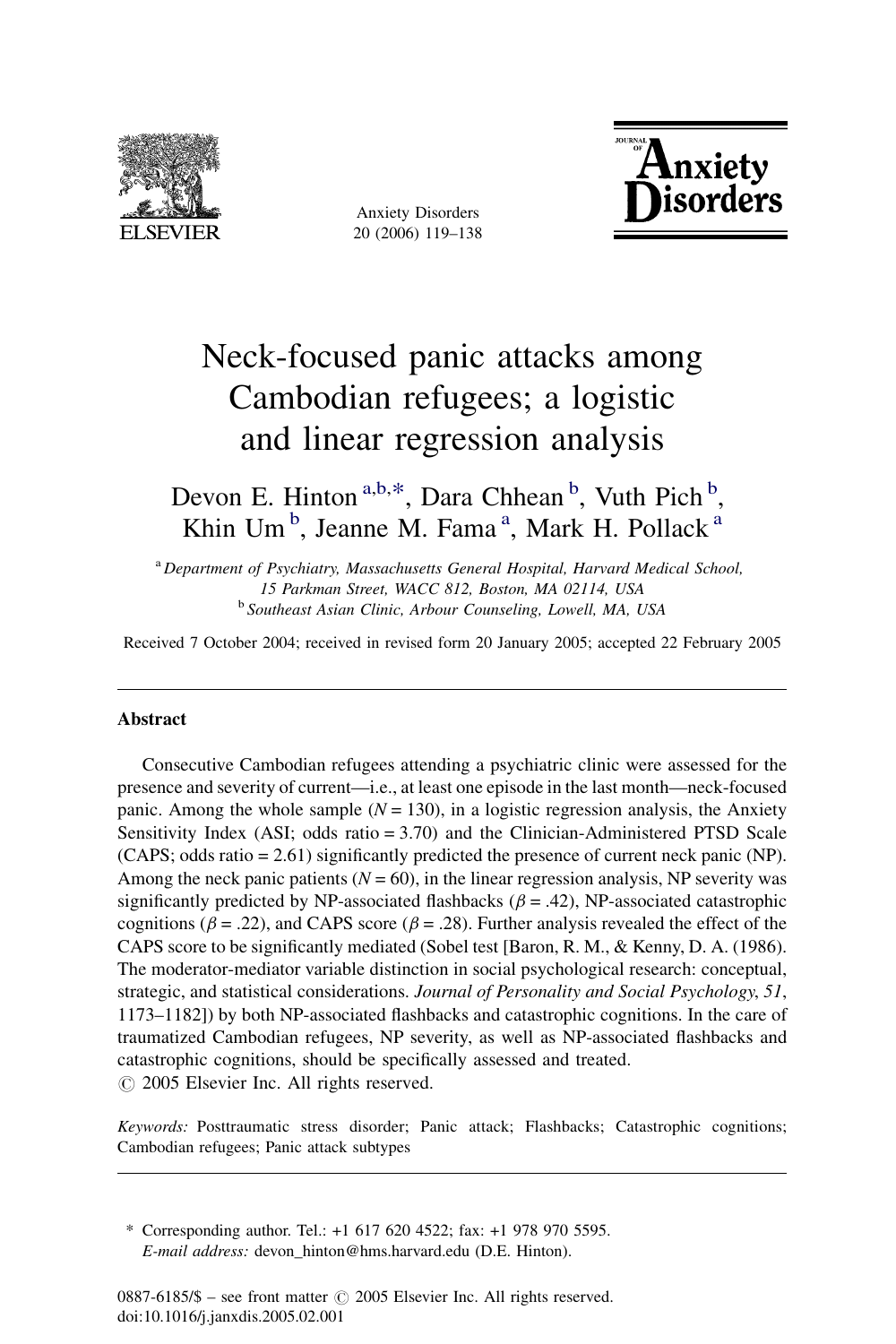# Neck-focused panic attacks among Cambodian refugees; a logistic and linear regression analysis

Devon E. Hinton [a,b,*], Dara Chhean [b], Vuth Pich [b], Khin Um [b], Jeanne M. Fama [a], Mark H. Pollack [a]

[a] *Department of Psychiatry, Massachusetts General Hospital, Harvard Medical School, 15 Parkman Street, WACC 812, Boston, MA 02114, USA*

[b] *Southeast Asian Clinic, Arbour Counseling, Lowell, MA, USA*

Received 7 October 2004; received in revised form 20 January 2005; accepted 22 February 2005

## Abstract

Consecutive Cambodian refugees attending a psychiatric clinic were assessed for the presence and severity of current—i.e., at least one episode in the last month—neck-focused panic. Among the whole sample ($N = 130$), in a logistic regression analysis, the Anxiety Sensitivity Index (ASI; odds ratio = 3.70) and the Clinician-Administered PTSD Scale (CAPS; odds ratio = 2.61) significantly predicted the presence of current neck panic (NP). Among the neck panic patients ($N = 60$), in the linear regression analysis, NP severity was significantly predicted by NP-associated flashbacks ($\beta = .42$), NP-associated catastrophic cognitions ($\beta = .22$), and CAPS score ($\beta = .28$). Further analysis revealed the effect of the CAPS score to be significantly mediated (Sobel test [Baron, R. M., & Kenny, D. A. (1986). The moderator-mediator variable distinction in social psychological research: conceptual, strategic, and statistical considerations. *Journal of Personality and Social Psychology*, *51*, 1173–1182]) by both NP-associated flashbacks and catastrophic cognitions. In the care of traumatized Cambodian refugees, NP severity, as well as NP-associated flashbacks and catastrophic cognitions, should be specifically assessed and treated.

© 2005 Elsevier Inc. All rights reserved.

*Keywords:* Posttraumatic stress disorder; Panic attack; Flashbacks; Catastrophic cognitions; Cambodian refugees; Panic attack subtypes

\* Corresponding author. Tel.: +1 617 620 4522; fax: +1 978 970 5595.
*E-mail address:* devon_hinton@hms.harvard.edu (D.E. Hinton).

0887-6185/$ – see front matter © 2005 Elsevier Inc. All rights reserved.
doi:10.1016/j.janxdis.2005.02.001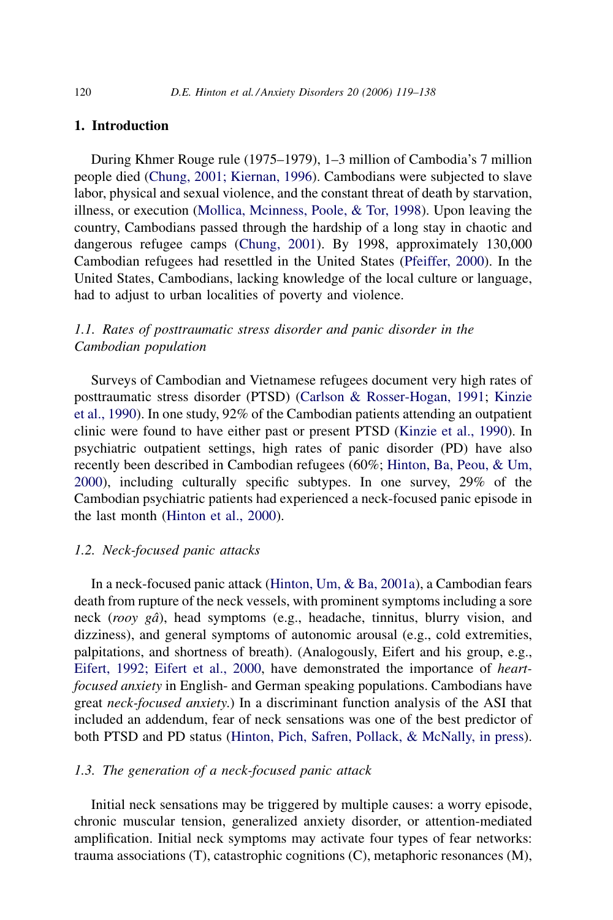## 1. Introduction

During Khmer Rouge rule (1975–1979), 1–3 million of Cambodia's 7 million people died (Chung, 2001; Kiernan, 1996). Cambodians were subjected to slave labor, physical and sexual violence, and the constant threat of death by starvation, illness, or execution (Mollica, Mcinness, Poole, & Tor, 1998). Upon leaving the country, Cambodians passed through the hardship of a long stay in chaotic and dangerous refugee camps (Chung, 2001). By 1998, approximately 130,000 Cambodian refugees had resettled in the United States (Pfeiffer, 2000). In the United States, Cambodians, lacking knowledge of the local culture or language, had to adjust to urban localities of poverty and violence.

### *1.1. Rates of posttraumatic stress disorder and panic disorder in the Cambodian population*

Surveys of Cambodian and Vietnamese refugees document very high rates of posttraumatic stress disorder (PTSD) (Carlson & Rosser-Hogan, 1991; Kinzie et al., 1990). In one study, 92% of the Cambodian patients attending an outpatient clinic were found to have either past or present PTSD (Kinzie et al., 1990). In psychiatric outpatient settings, high rates of panic disorder (PD) have also recently been described in Cambodian refugees (60%; Hinton, Ba, Peou, & Um, 2000), including culturally specific subtypes. In one survey, 29% of the Cambodian psychiatric patients had experienced a neck-focused panic episode in the last month (Hinton et al., 2000).

### *1.2. Neck-focused panic attacks*

In a neck-focused panic attack (Hinton, Um, & Ba, 2001a), a Cambodian fears death from rupture of the neck vessels, with prominent symptoms including a sore neck (*rooy gâ*), head symptoms (e.g., headache, tinnitus, blurry vision, and dizziness), and general symptoms of autonomic arousal (e.g., cold extremities, palpitations, and shortness of breath). (Analogously, Eifert and his group, e.g., Eifert, 1992; Eifert et al., 2000, have demonstrated the importance of *heart-focused anxiety* in English- and German speaking populations. Cambodians have great *neck-focused anxiety*.) In a discriminant function analysis of the ASI that included an addendum, fear of neck sensations was one of the best predictor of both PTSD and PD status (Hinton, Pich, Safren, Pollack, & McNally, in press).

### *1.3. The generation of a neck-focused panic attack*

Initial neck sensations may be triggered by multiple causes: a worry episode, chronic muscular tension, generalized anxiety disorder, or attention-mediated amplification. Initial neck symptoms may activate four types of fear networks: trauma associations (T), catastrophic cognitions (C), metaphoric resonances (M),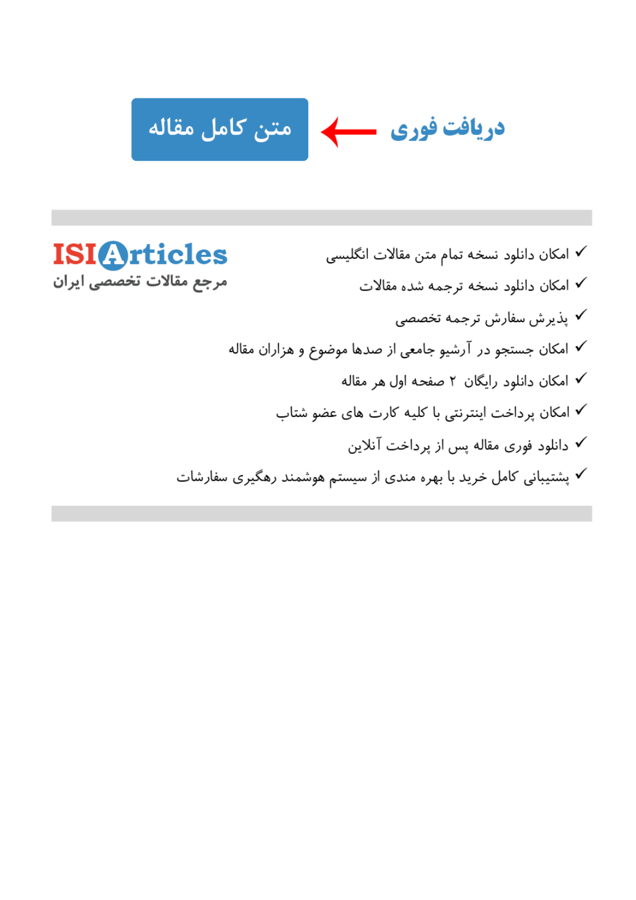دریافت فوری ← متن کامل مقاله

ISIArticles
مرجع مقالات تخصصی ایران

- ✓ امکان دانلود نسخه تمام متن مقالات انگلیسی
- ✓ امکان دانلود نسخه ترجمه شده مقالات
- ✓ پذیرش سفارش ترجمه تخصصی
- ✓ امکان جستجو در آرشیو جامعی از صدها موضوع و هزاران مقاله
- ✓ امکان دانلود رایگان ۲ صفحه اول هر مقاله
- ✓ امکان پرداخت اینترنتی با کلیه کارت های عضو شتاب
- ✓ دانلود فوری مقاله پس از پرداخت آنلاین
- ✓ پشتیبانی کامل خرید با بهره مندی از سیستم هوشمند رهگیری سفارشات